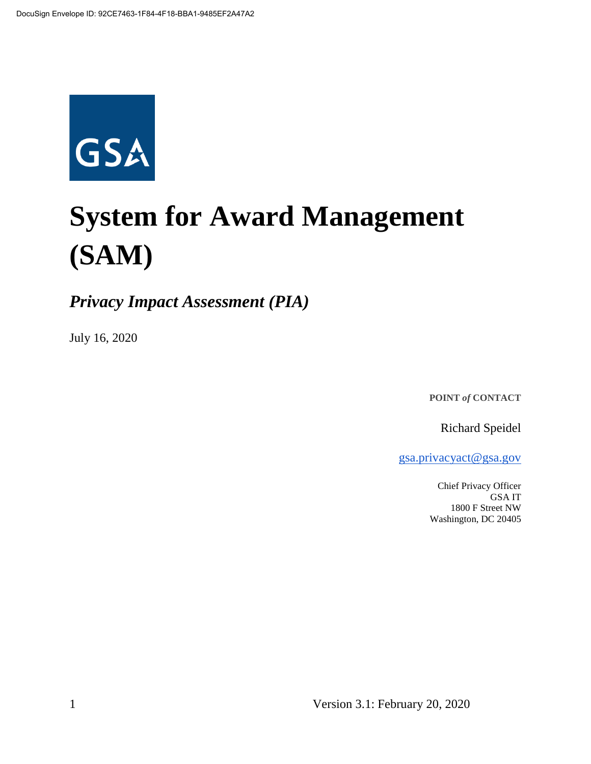DocuSign Envelope ID: 92CE7463-1F84-4F18-BBA1-9485EF2A47A2

GSA

# System for Award Management (SAM)

## *Privacy Impact Assessment (PIA)*

July 16, 2020

**POINT *of* CONTACT**

Richard Speidel

gsa.privacyact@gsa.gov

Chief Privacy Officer
GSA IT
1800 F Street NW
Washington, DC 20405

Version 3.1: February 20, 2020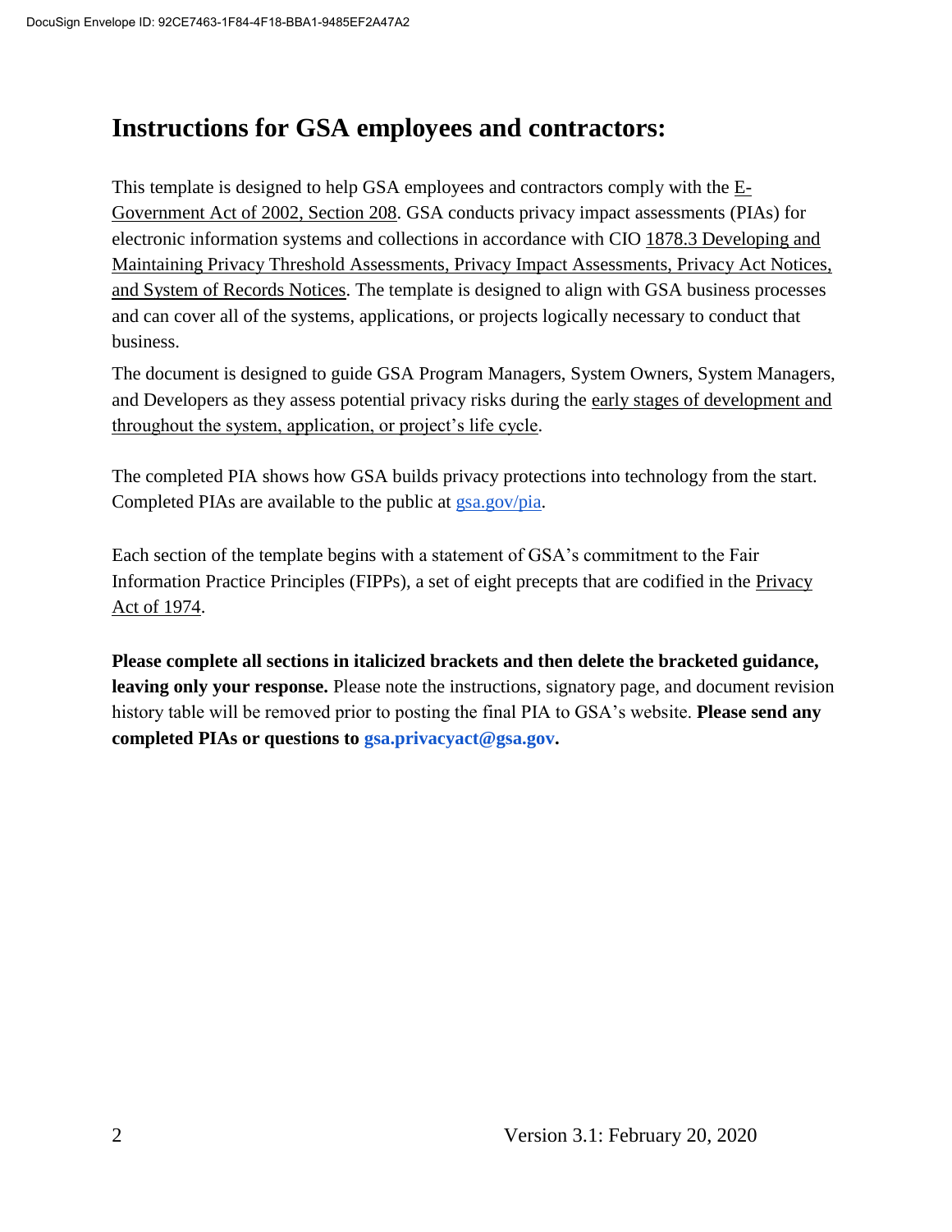# Instructions for GSA employees and contractors:

This template is designed to help GSA employees and contractors comply with the E-Government Act of 2002, Section 208. GSA conducts privacy impact assessments (PIAs) for electronic information systems and collections in accordance with CIO 1878.3 Developing and Maintaining Privacy Threshold Assessments, Privacy Impact Assessments, Privacy Act Notices, and System of Records Notices. The template is designed to align with GSA business processes and can cover all of the systems, applications, or projects logically necessary to conduct that business.

The document is designed to guide GSA Program Managers, System Owners, System Managers, and Developers as they assess potential privacy risks during the early stages of development and throughout the system, application, or project's life cycle.

The completed PIA shows how GSA builds privacy protections into technology from the start. Completed PIAs are available to the public at gsa.gov/pia.

Each section of the template begins with a statement of GSA's commitment to the Fair Information Practice Principles (FIPPs), a set of eight precepts that are codified in the Privacy Act of 1974.

**Please complete all sections in italicized brackets and then delete the bracketed guidance, leaving only your response.** Please note the instructions, signatory page, and document revision history table will be removed prior to posting the final PIA to GSA's website. **Please send any completed PIAs or questions to gsa.privacyact@gsa.gov.**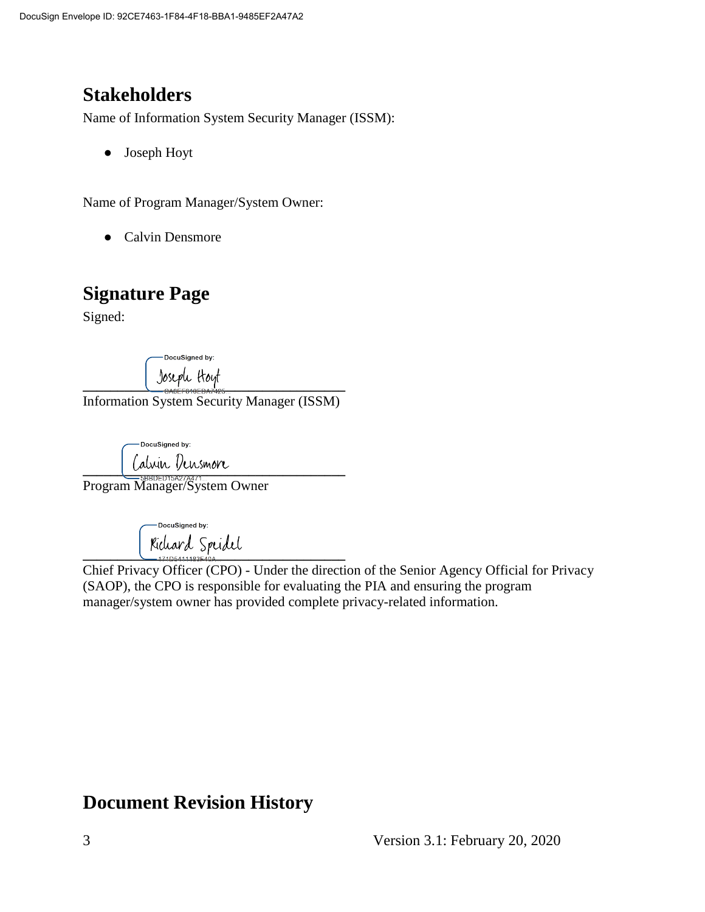## Stakeholders

Name of Information System Security Manager (ISSM):

- Joseph Hoyt

Name of Program Manager/System Owner:

- Calvin Densmore

## Signature Page

Signed:

DocuSigned by: Joseph Hoyt
CABEF810EDA7425

_______________________________________
Information System Security Manager (ISSM)

DocuSigned by: Calvin Densmore
5BBDED15A27A471

_______________________________________
Program Manager/System Owner

DocuSigned by: Richard Speidel
171D5411183E40A

_______________________________________
Chief Privacy Officer (CPO) - Under the direction of the Senior Agency Official for Privacy (SAOP), the CPO is responsible for evaluating the PIA and ensuring the program manager/system owner has provided complete privacy-related information.

## Document Revision History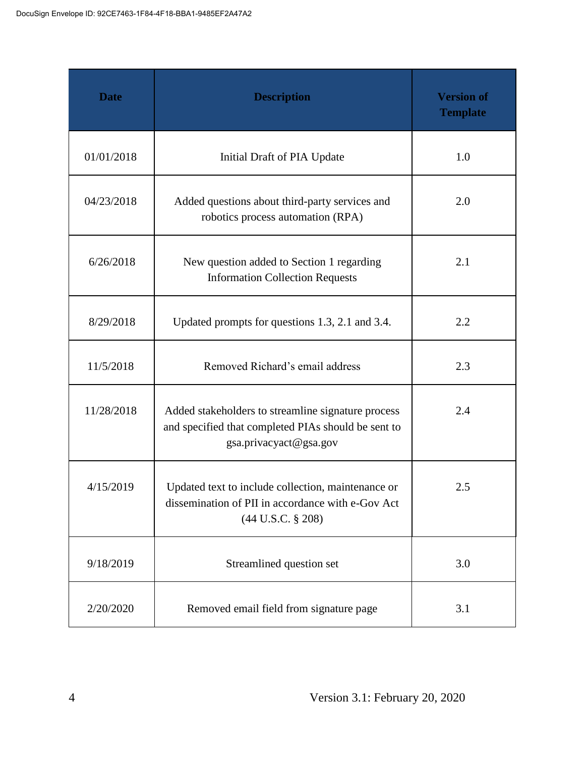| Date | Description | Version of Template |
|---|---|---|
| 01/01/2018 | Initial Draft of PIA Update | 1.0 |
| 04/23/2018 | Added questions about third-party services and robotics process automation (RPA) | 2.0 |
| 6/26/2018 | New question added to Section 1 regarding Information Collection Requests | 2.1 |
| 8/29/2018 | Updated prompts for questions 1.3, 2.1 and 3.4. | 2.2 |
| 11/5/2018 | Removed Richard's email address | 2.3 |
| 11/28/2018 | Added stakeholders to streamline signature process and specified that completed PIAs should be sent to gsa.privacyact@gsa.gov | 2.4 |
| 4/15/2019 | Updated text to include collection, maintenance or dissemination of PII in accordance with e-Gov Act (44 U.S.C. § 208) | 2.5 |
| 9/18/2019 | Streamlined question set | 3.0 |
| 2/20/2020 | Removed email field from signature page | 3.1 |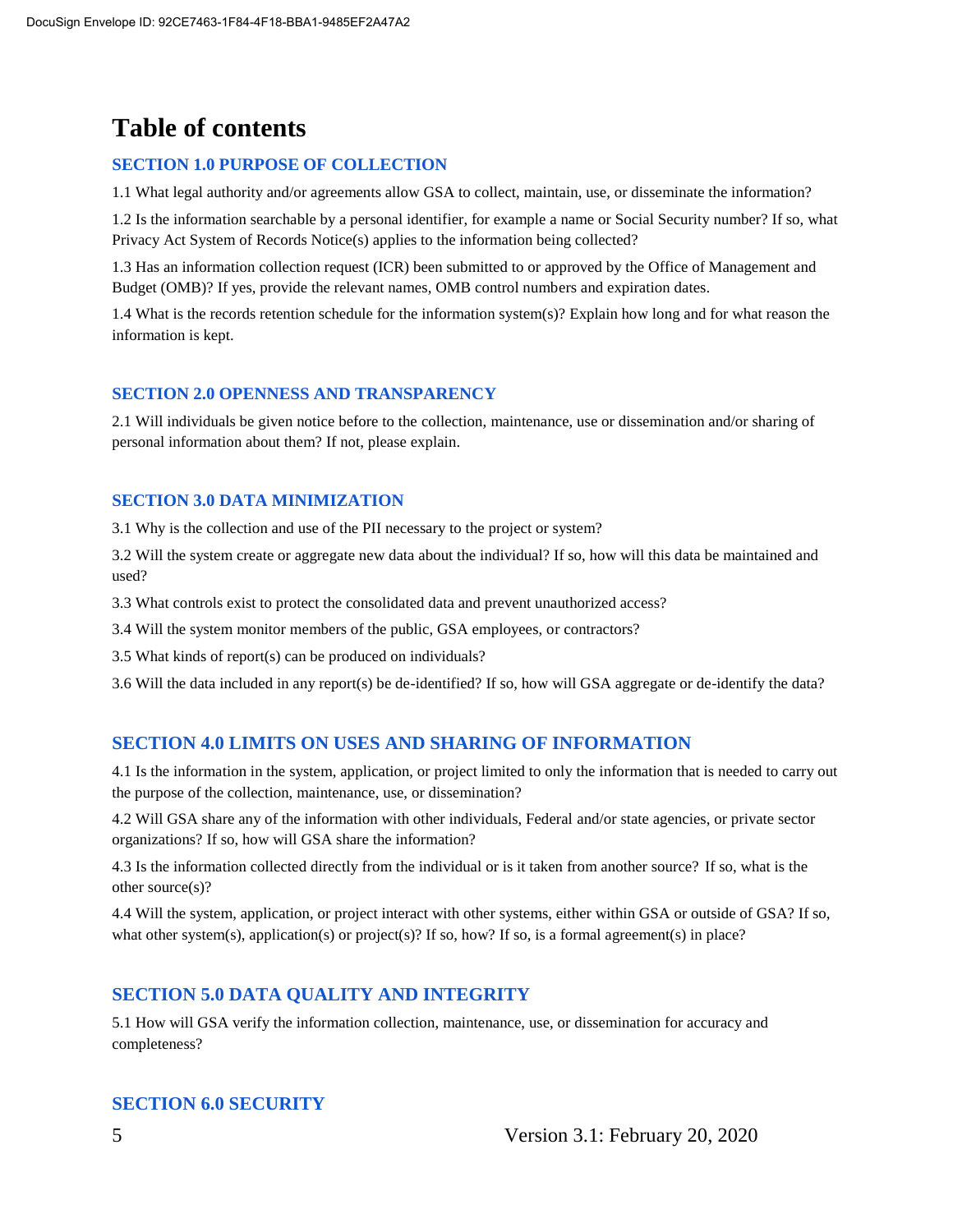# Table of contents

### SECTION 1.0 PURPOSE OF COLLECTION

1.1 What legal authority and/or agreements allow GSA to collect, maintain, use, or disseminate the information?

1.2 Is the information searchable by a personal identifier, for example a name or Social Security number? If so, what Privacy Act System of Records Notice(s) applies to the information being collected?

1.3 Has an information collection request (ICR) been submitted to or approved by the Office of Management and Budget (OMB)? If yes, provide the relevant names, OMB control numbers and expiration dates.

1.4 What is the records retention schedule for the information system(s)? Explain how long and for what reason the information is kept.

### SECTION 2.0 OPENNESS AND TRANSPARENCY

2.1 Will individuals be given notice before to the collection, maintenance, use or dissemination and/or sharing of personal information about them? If not, please explain.

### SECTION 3.0 DATA MINIMIZATION

3.1 Why is the collection and use of the PII necessary to the project or system?

3.2 Will the system create or aggregate new data about the individual? If so, how will this data be maintained and used?

3.3 What controls exist to protect the consolidated data and prevent unauthorized access?

3.4 Will the system monitor members of the public, GSA employees, or contractors?

3.5 What kinds of report(s) can be produced on individuals?

3.6 Will the data included in any report(s) be de-identified? If so, how will GSA aggregate or de-identify the data?

## SECTION 4.0 LIMITS ON USES AND SHARING OF INFORMATION

4.1 Is the information in the system, application, or project limited to only the information that is needed to carry out the purpose of the collection, maintenance, use, or dissemination?

4.2 Will GSA share any of the information with other individuals, Federal and/or state agencies, or private sector organizations? If so, how will GSA share the information?

4.3 Is the information collected directly from the individual or is it taken from another source? If so, what is the other source(s)?

4.4 Will the system, application, or project interact with other systems, either within GSA or outside of GSA? If so, what other system(s), application(s) or project(s)? If so, how? If so, is a formal agreement(s) in place?

## SECTION 5.0 DATA QUALITY AND INTEGRITY

5.1 How will GSA verify the information collection, maintenance, use, or dissemination for accuracy and completeness?

## SECTION 6.0 SECURITY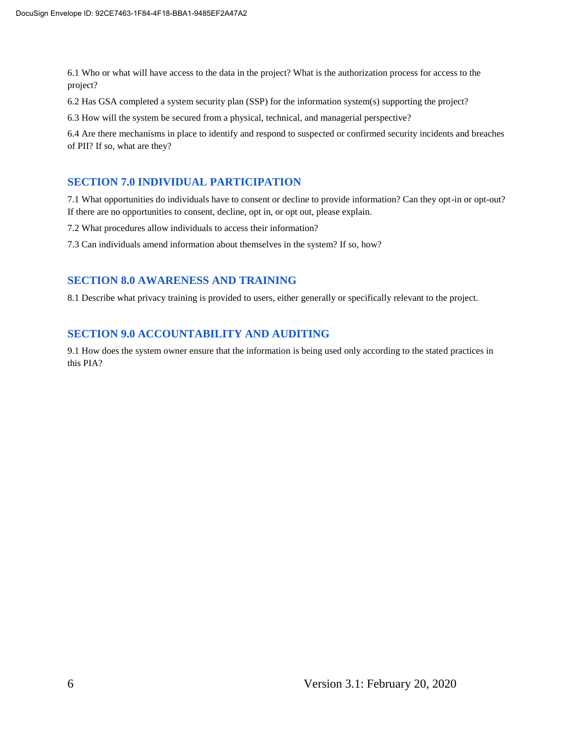6.1 Who or what will have access to the data in the project? What is the authorization process for access to the project?

6.2 Has GSA completed a system security plan (SSP) for the information system(s) supporting the project?

6.3 How will the system be secured from a physical, technical, and managerial perspective?

6.4 Are there mechanisms in place to identify and respond to suspected or confirmed security incidents and breaches of PII? If so, what are they?

## SECTION 7.0 INDIVIDUAL PARTICIPATION

7.1 What opportunities do individuals have to consent or decline to provide information? Can they opt-in or opt-out? If there are no opportunities to consent, decline, opt in, or opt out, please explain.

7.2 What procedures allow individuals to access their information?

7.3 Can individuals amend information about themselves in the system? If so, how?

## SECTION 8.0 AWARENESS AND TRAINING

8.1 Describe what privacy training is provided to users, either generally or specifically relevant to the project.

## SECTION 9.0 ACCOUNTABILITY AND AUDITING

9.1 How does the system owner ensure that the information is being used only according to the stated practices in this PIA?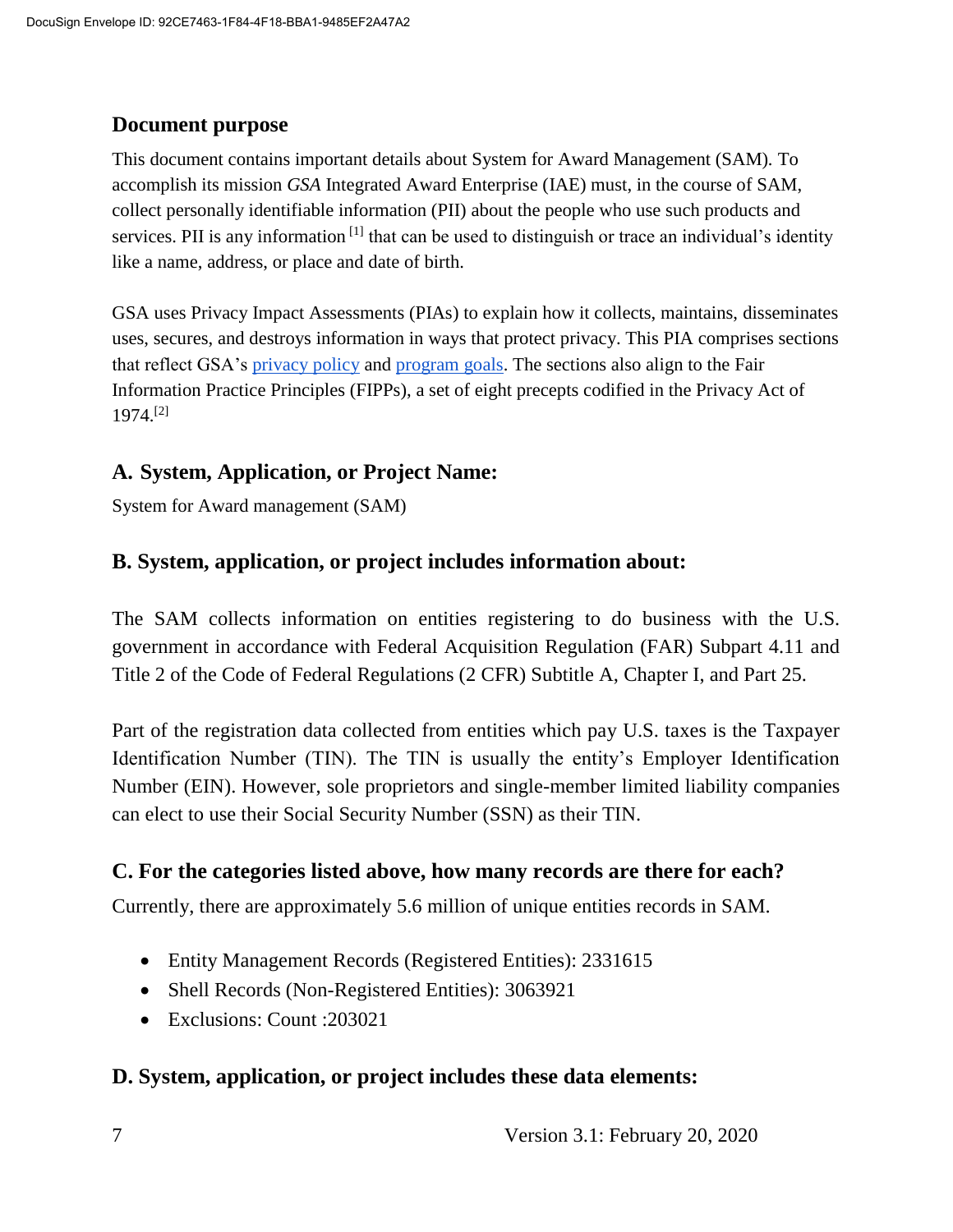## Document purpose

This document contains important details about System for Award Management (SAM). To accomplish its mission *GSA* Integrated Award Enterprise (IAE) must, in the course of SAM, collect personally identifiable information (PII) about the people who use such products and services. PII is any information [1] that can be used to distinguish or trace an individual's identity like a name, address, or place and date of birth.

GSA uses Privacy Impact Assessments (PIAs) to explain how it collects, maintains, disseminates uses, secures, and destroys information in ways that protect privacy. This PIA comprises sections that reflect GSA's privacy policy and program goals. The sections also align to the Fair Information Practice Principles (FIPPs), a set of eight precepts codified in the Privacy Act of 1974.[2]

## A. System, Application, or Project Name:

System for Award management (SAM)

## B. System, application, or project includes information about:

The SAM collects information on entities registering to do business with the U.S. government in accordance with Federal Acquisition Regulation (FAR) Subpart 4.11 and Title 2 of the Code of Federal Regulations (2 CFR) Subtitle A, Chapter I, and Part 25.

Part of the registration data collected from entities which pay U.S. taxes is the Taxpayer Identification Number (TIN). The TIN is usually the entity's Employer Identification Number (EIN). However, sole proprietors and single-member limited liability companies can elect to use their Social Security Number (SSN) as their TIN.

## C. For the categories listed above, how many records are there for each?

Currently, there are approximately 5.6 million of unique entities records in SAM.

- Entity Management Records (Registered Entities): 2331615
- Shell Records (Non-Registered Entities): 3063921
- Exclusions: Count :203021

## D. System, application, or project includes these data elements: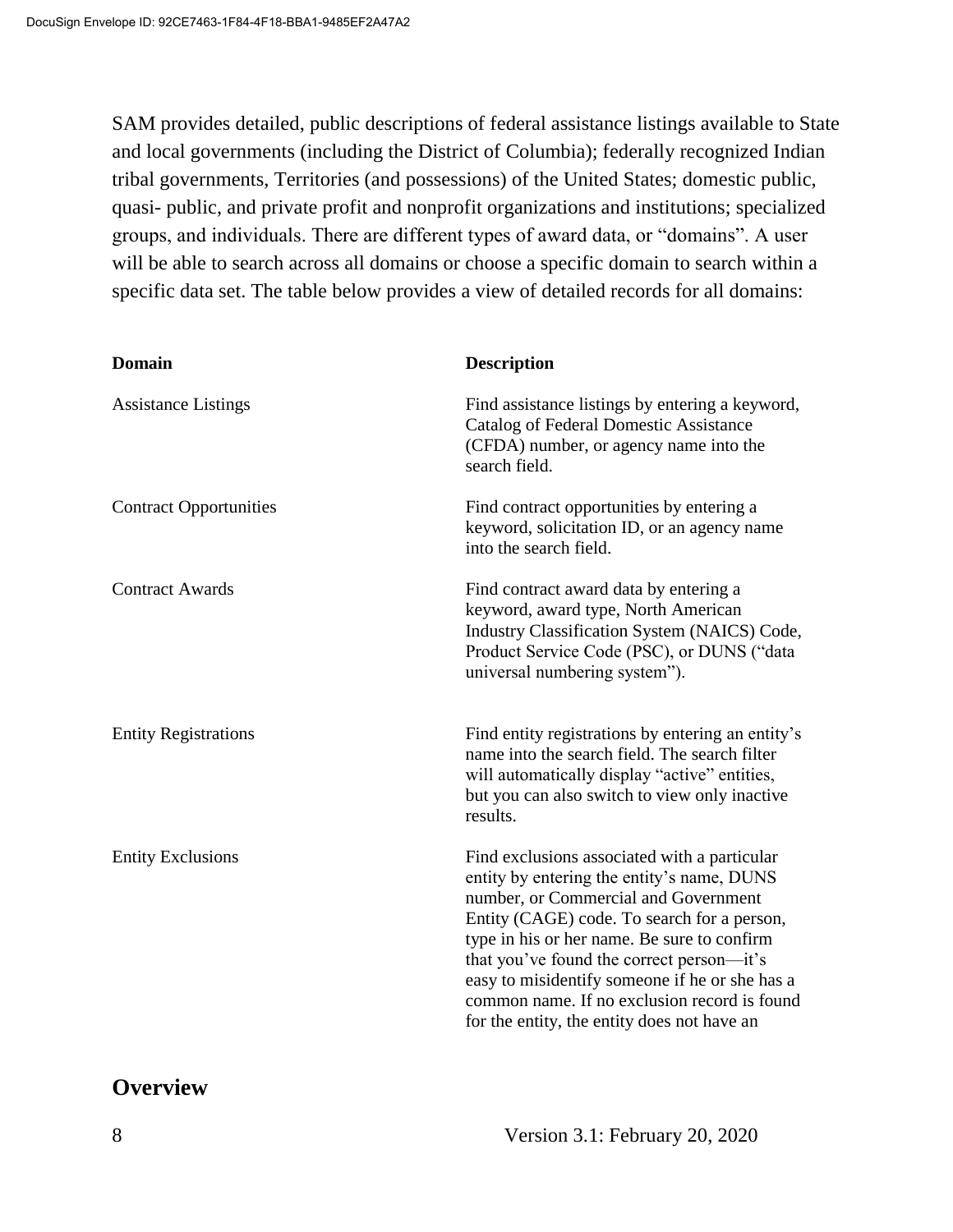SAM provides detailed, public descriptions of federal assistance listings available to State and local governments (including the District of Columbia); federally recognized Indian tribal governments, Territories (and possessions) of the United States; domestic public, quasi- public, and private profit and nonprofit organizations and institutions; specialized groups, and individuals. There are different types of award data, or "domains". A user will be able to search across all domains or choose a specific domain to search within a specific data set. The table below provides a view of detailed records for all domains:

| Domain | Description |
| --- | --- |
| Assistance Listings | Find assistance listings by entering a keyword, Catalog of Federal Domestic Assistance (CFDA) number, or agency name into the search field. |
| Contract Opportunities | Find contract opportunities by entering a keyword, solicitation ID, or an agency name into the search field. |
| Contract Awards | Find contract award data by entering a keyword, award type, North American Industry Classification System (NAICS) Code, Product Service Code (PSC), or DUNS ("data universal numbering system"). |
| Entity Registrations | Find entity registrations by entering an entity's name into the search field. The search filter will automatically display "active" entities, but you can also switch to view only inactive results. |
| Entity Exclusions | Find exclusions associated with a particular entity by entering the entity's name, DUNS number, or Commercial and Government Entity (CAGE) code. To search for a person, type in his or her name. Be sure to confirm that you've found the correct person—it's easy to misidentify someone if he or she has a common name. If no exclusion record is found for the entity, the entity does not have an |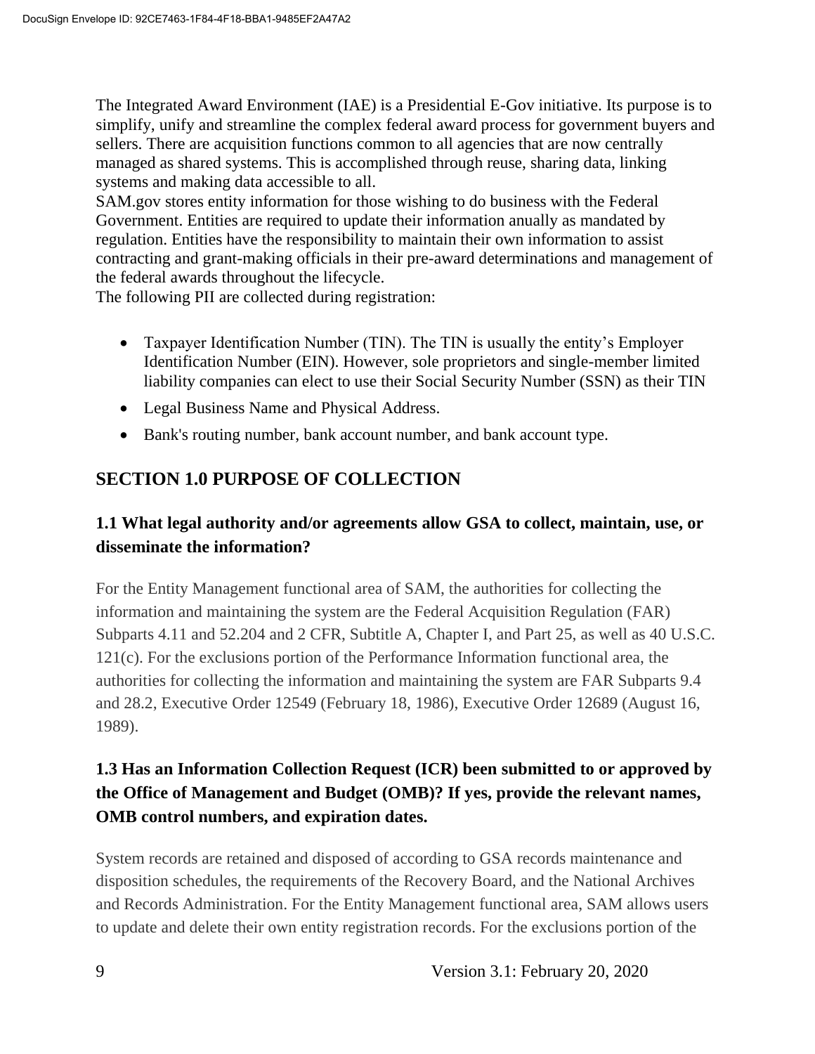The Integrated Award Environment (IAE) is a Presidential E-Gov initiative. Its purpose is to simplify, unify and streamline the complex federal award process for government buyers and sellers. There are acquisition functions common to all agencies that are now centrally managed as shared systems. This is accomplished through reuse, sharing data, linking systems and making data accessible to all.
SAM.gov stores entity information for those wishing to do business with the Federal Government. Entities are required to update their information anually as mandated by regulation. Entities have the responsibility to maintain their own information to assist contracting and grant-making officials in their pre-award determinations and management of the federal awards throughout the lifecycle.
The following PII are collected during registration:

- Taxpayer Identification Number (TIN). The TIN is usually the entity's Employer Identification Number (EIN). However, sole proprietors and single-member limited liability companies can elect to use their Social Security Number (SSN) as their TIN
- Legal Business Name and Physical Address.
- Bank's routing number, bank account number, and bank account type.

## SECTION 1.0 PURPOSE OF COLLECTION

### 1.1 What legal authority and/or agreements allow GSA to collect, maintain, use, or disseminate the information?

For the Entity Management functional area of SAM, the authorities for collecting the information and maintaining the system are the Federal Acquisition Regulation (FAR) Subparts 4.11 and 52.204 and 2 CFR, Subtitle A, Chapter I, and Part 25, as well as 40 U.S.C. 121(c). For the exclusions portion of the Performance Information functional area, the authorities for collecting the information and maintaining the system are FAR Subparts 9.4 and 28.2, Executive Order 12549 (February 18, 1986), Executive Order 12689 (August 16, 1989).

### 1.3 Has an Information Collection Request (ICR) been submitted to or approved by the Office of Management and Budget (OMB)? If yes, provide the relevant names, OMB control numbers, and expiration dates.

System records are retained and disposed of according to GSA records maintenance and disposition schedules, the requirements of the Recovery Board, and the National Archives and Records Administration. For the Entity Management functional area, SAM allows users to update and delete their own entity registration records. For the exclusions portion of the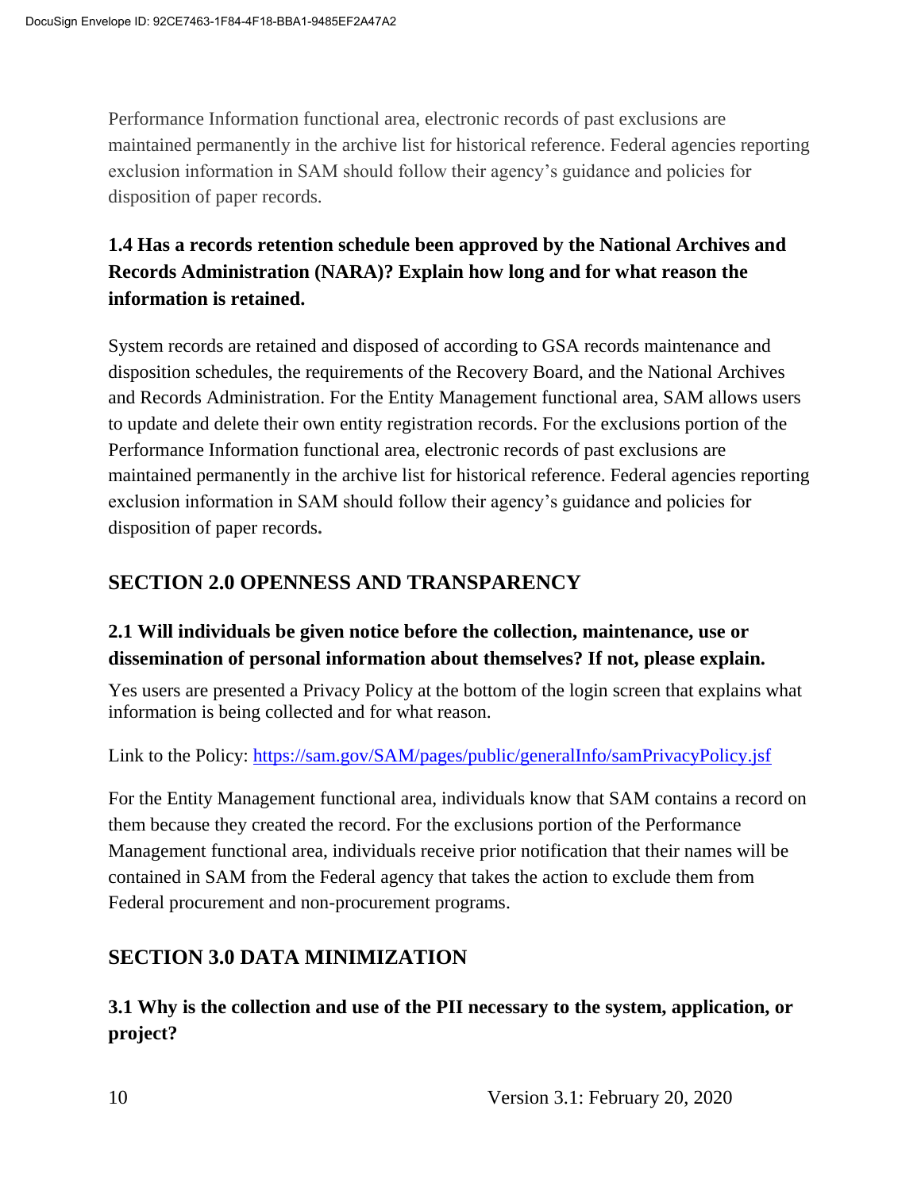Performance Information functional area, electronic records of past exclusions are maintained permanently in the archive list for historical reference. Federal agencies reporting exclusion information in SAM should follow their agency's guidance and policies for disposition of paper records.

### 1.4 Has a records retention schedule been approved by the National Archives and Records Administration (NARA)? Explain how long and for what reason the information is retained.

System records are retained and disposed of according to GSA records maintenance and disposition schedules, the requirements of the Recovery Board, and the National Archives and Records Administration. For the Entity Management functional area, SAM allows users to update and delete their own entity registration records. For the exclusions portion of the Performance Information functional area, electronic records of past exclusions are maintained permanently in the archive list for historical reference. Federal agencies reporting exclusion information in SAM should follow their agency's guidance and policies for disposition of paper records.

## SECTION 2.0 OPENNESS AND TRANSPARENCY

### 2.1 Will individuals be given notice before the collection, maintenance, use or dissemination of personal information about themselves? If not, please explain.

Yes users are presented a Privacy Policy at the bottom of the login screen that explains what information is being collected and for what reason.

Link to the Policy: [https://sam.gov/SAM/pages/public/generalInfo/samPrivacyPolicy.jsf](https://sam.gov/SAM/pages/public/generalInfo/samPrivacyPolicy.jsf)

For the Entity Management functional area, individuals know that SAM contains a record on them because they created the record. For the exclusions portion of the Performance Management functional area, individuals receive prior notification that their names will be contained in SAM from the Federal agency that takes the action to exclude them from Federal procurement and non-procurement programs.

## SECTION 3.0 DATA MINIMIZATION

### 3.1 Why is the collection and use of the PII necessary to the system, application, or project?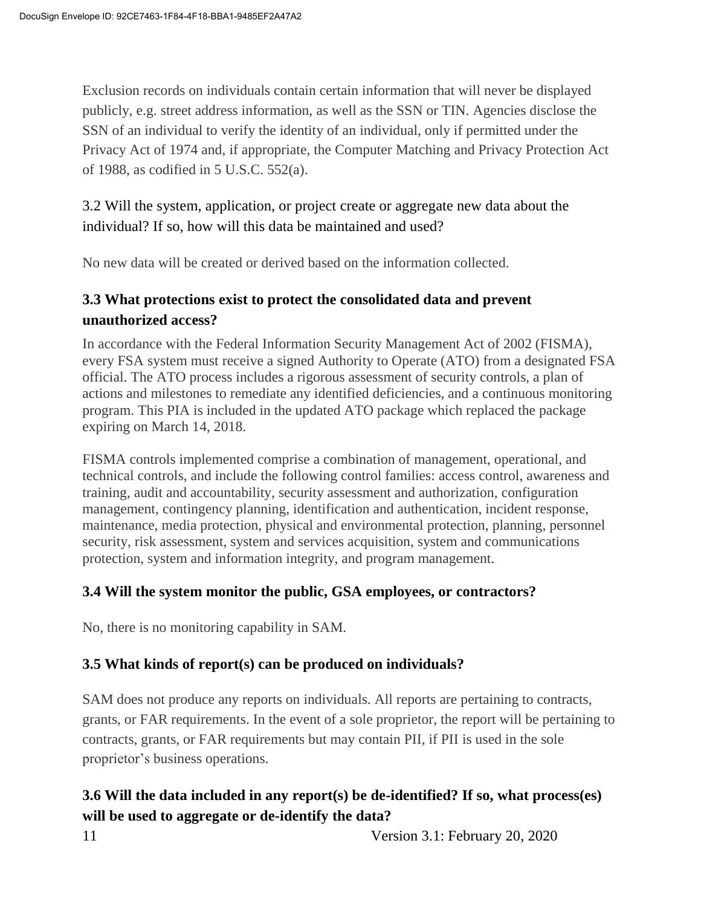Exclusion records on individuals contain certain information that will never be displayed publicly, e.g. street address information, as well as the SSN or TIN. Agencies disclose the SSN of an individual to verify the identity of an individual, only if permitted under the Privacy Act of 1974 and, if appropriate, the Computer Matching and Privacy Protection Act of 1988, as codified in 5 U.S.C. 552(a).

### 3.2 Will the system, application, or project create or aggregate new data about the individual? If so, how will this data be maintained and used?

No new data will be created or derived based on the information collected.

### 3.3 What protections exist to protect the consolidated data and prevent unauthorized access?

In accordance with the Federal Information Security Management Act of 2002 (FISMA), every FSA system must receive a signed Authority to Operate (ATO) from a designated FSA official. The ATO process includes a rigorous assessment of security controls, a plan of actions and milestones to remediate any identified deficiencies, and a continuous monitoring program. This PIA is included in the updated ATO package which replaced the package expiring on March 14, 2018.

FISMA controls implemented comprise a combination of management, operational, and technical controls, and include the following control families: access control, awareness and training, audit and accountability, security assessment and authorization, configuration management, contingency planning, identification and authentication, incident response, maintenance, media protection, physical and environmental protection, planning, personnel security, risk assessment, system and services acquisition, system and communications protection, system and information integrity, and program management.

### 3.4 Will the system monitor the public, GSA employees, or contractors?

No, there is no monitoring capability in SAM.

### 3.5 What kinds of report(s) can be produced on individuals?

SAM does not produce any reports on individuals. All reports are pertaining to contracts, grants, or FAR requirements. In the event of a sole proprietor, the report will be pertaining to contracts, grants, or FAR requirements but may contain PII, if PII is used in the sole proprietor's business operations.

### 3.6 Will the data included in any report(s) be de-identified? If so, what process(es) will be used to aggregate or de-identify the data?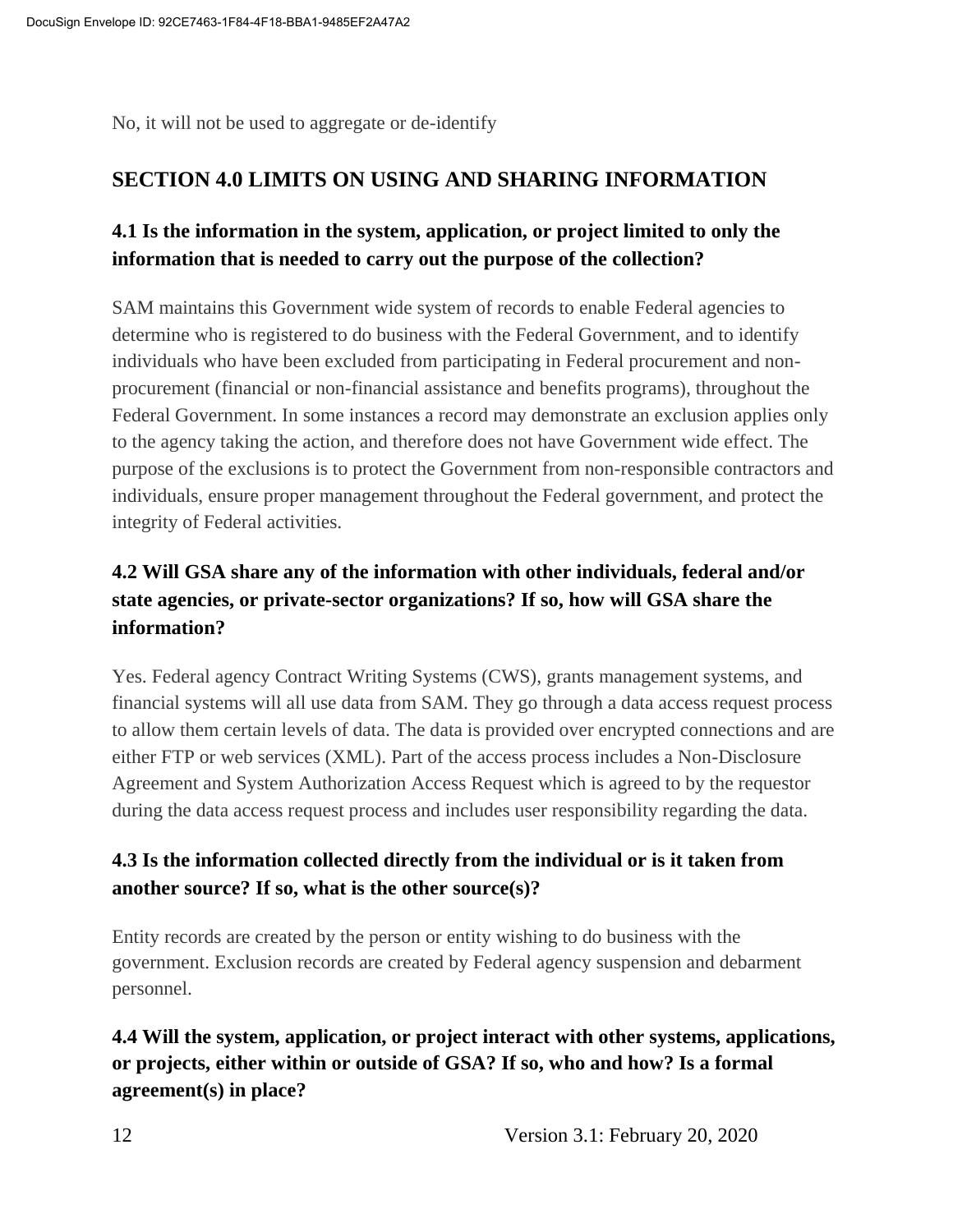No, it will not be used to aggregate or de-identify

## SECTION 4.0 LIMITS ON USING AND SHARING INFORMATION

### 4.1 Is the information in the system, application, or project limited to only the information that is needed to carry out the purpose of the collection?

SAM maintains this Government wide system of records to enable Federal agencies to determine who is registered to do business with the Federal Government, and to identify individuals who have been excluded from participating in Federal procurement and non-procurement (financial or non-financial assistance and benefits programs), throughout the Federal Government. In some instances a record may demonstrate an exclusion applies only to the agency taking the action, and therefore does not have Government wide effect. The purpose of the exclusions is to protect the Government from non-responsible contractors and individuals, ensure proper management throughout the Federal government, and protect the integrity of Federal activities.

### 4.2 Will GSA share any of the information with other individuals, federal and/or state agencies, or private-sector organizations? If so, how will GSA share the information?

Yes. Federal agency Contract Writing Systems (CWS), grants management systems, and financial systems will all use data from SAM. They go through a data access request process to allow them certain levels of data. The data is provided over encrypted connections and are either FTP or web services (XML). Part of the access process includes a Non-Disclosure Agreement and System Authorization Access Request which is agreed to by the requestor during the data access request process and includes user responsibility regarding the data.

### 4.3 Is the information collected directly from the individual or is it taken from another source? If so, what is the other source(s)?

Entity records are created by the person or entity wishing to do business with the government. Exclusion records are created by Federal agency suspension and debarment personnel.

### 4.4 Will the system, application, or project interact with other systems, applications, or projects, either within or outside of GSA? If so, who and how? Is a formal agreement(s) in place?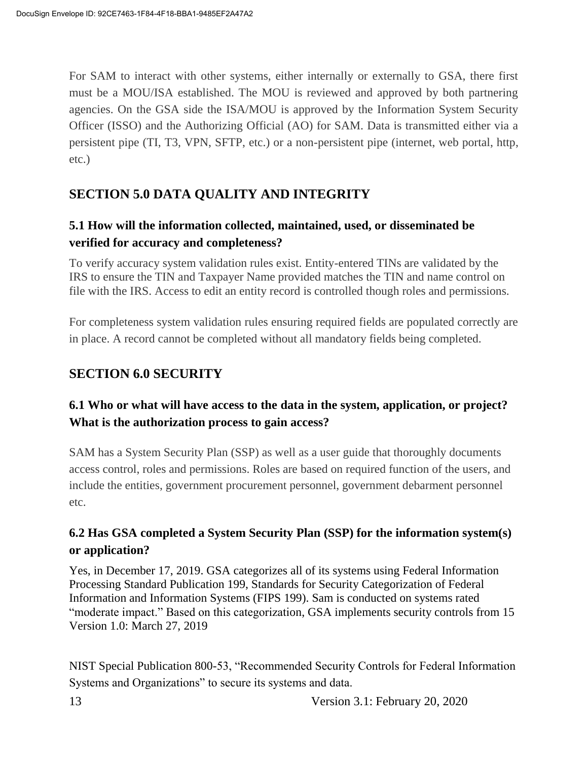For SAM to interact with other systems, either internally or externally to GSA, there first must be a MOU/ISA established. The MOU is reviewed and approved by both partnering agencies. On the GSA side the ISA/MOU is approved by the Information System Security Officer (ISSO) and the Authorizing Official (AO) for SAM. Data is transmitted either via a persistent pipe (TI, T3, VPN, SFTP, etc.) or a non-persistent pipe (internet, web portal, http, etc.)

## SECTION 5.0 DATA QUALITY AND INTEGRITY

### 5.1 How will the information collected, maintained, used, or disseminated be verified for accuracy and completeness?

To verify accuracy system validation rules exist. Entity-entered TINs are validated by the IRS to ensure the TIN and Taxpayer Name provided matches the TIN and name control on file with the IRS. Access to edit an entity record is controlled though roles and permissions.

For completeness system validation rules ensuring required fields are populated correctly are in place. A record cannot be completed without all mandatory fields being completed.

## SECTION 6.0 SECURITY

### 6.1 Who or what will have access to the data in the system, application, or project? What is the authorization process to gain access?

SAM has a System Security Plan (SSP) as well as a user guide that thoroughly documents access control, roles and permissions. Roles are based on required function of the users, and include the entities, government procurement personnel, government debarment personnel etc.

### 6.2 Has GSA completed a System Security Plan (SSP) for the information system(s) or application?

Yes, in December 17, 2019. GSA categorizes all of its systems using Federal Information Processing Standard Publication 199, Standards for Security Categorization of Federal Information and Information Systems (FIPS 199). Sam is conducted on systems rated "moderate impact." Based on this categorization, GSA implements security controls from 15 Version 1.0: March 27, 2019

NIST Special Publication 800-53, "Recommended Security Controls for Federal Information Systems and Organizations" to secure its systems and data.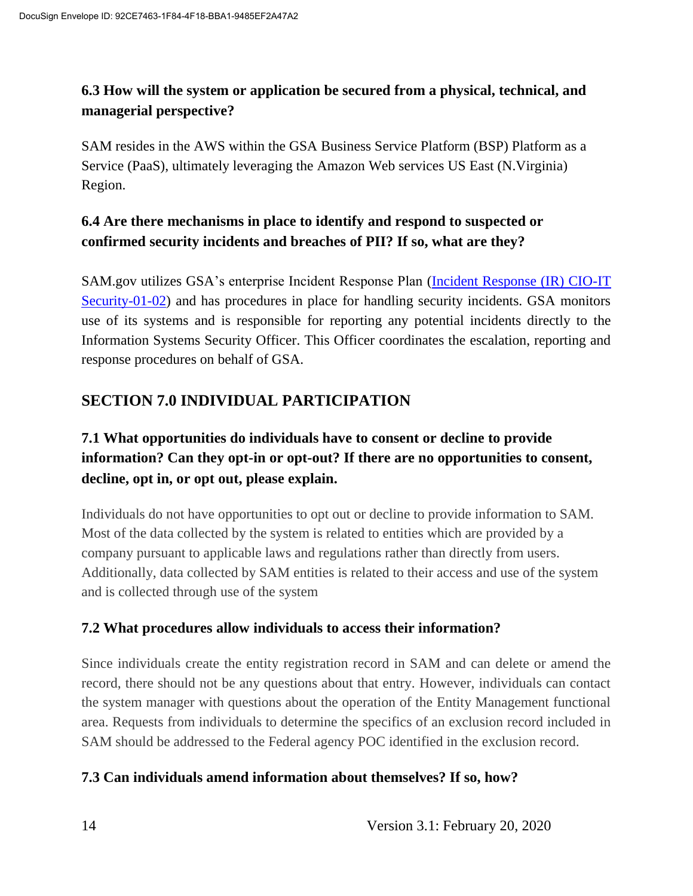### 6.3 How will the system or application be secured from a physical, technical, and managerial perspective?

SAM resides in the AWS within the GSA Business Service Platform (BSP) Platform as a Service (PaaS), ultimately leveraging the Amazon Web services US East (N.Virginia) Region.

### 6.4 Are there mechanisms in place to identify and respond to suspected or confirmed security incidents and breaches of PII? If so, what are they?

SAM.gov utilizes GSA's enterprise Incident Response Plan ([Incident Response (IR) CIO-IT Security-01-02]) and has procedures in place for handling security incidents. GSA monitors use of its systems and is responsible for reporting any potential incidents directly to the Information Systems Security Officer. This Officer coordinates the escalation, reporting and response procedures on behalf of GSA.

## SECTION 7.0 INDIVIDUAL PARTICIPATION

### 7.1 What opportunities do individuals have to consent or decline to provide information? Can they opt-in or opt-out? If there are no opportunities to consent, decline, opt in, or opt out, please explain.

Individuals do not have opportunities to opt out or decline to provide information to SAM. Most of the data collected by the system is related to entities which are provided by a company pursuant to applicable laws and regulations rather than directly from users. Additionally, data collected by SAM entities is related to their access and use of the system and is collected through use of the system

### 7.2 What procedures allow individuals to access their information?

Since individuals create the entity registration record in SAM and can delete or amend the record, there should not be any questions about that entry. However, individuals can contact the system manager with questions about the operation of the Entity Management functional area. Requests from individuals to determine the specifics of an exclusion record included in SAM should be addressed to the Federal agency POC identified in the exclusion record.

### 7.3 Can individuals amend information about themselves? If so, how?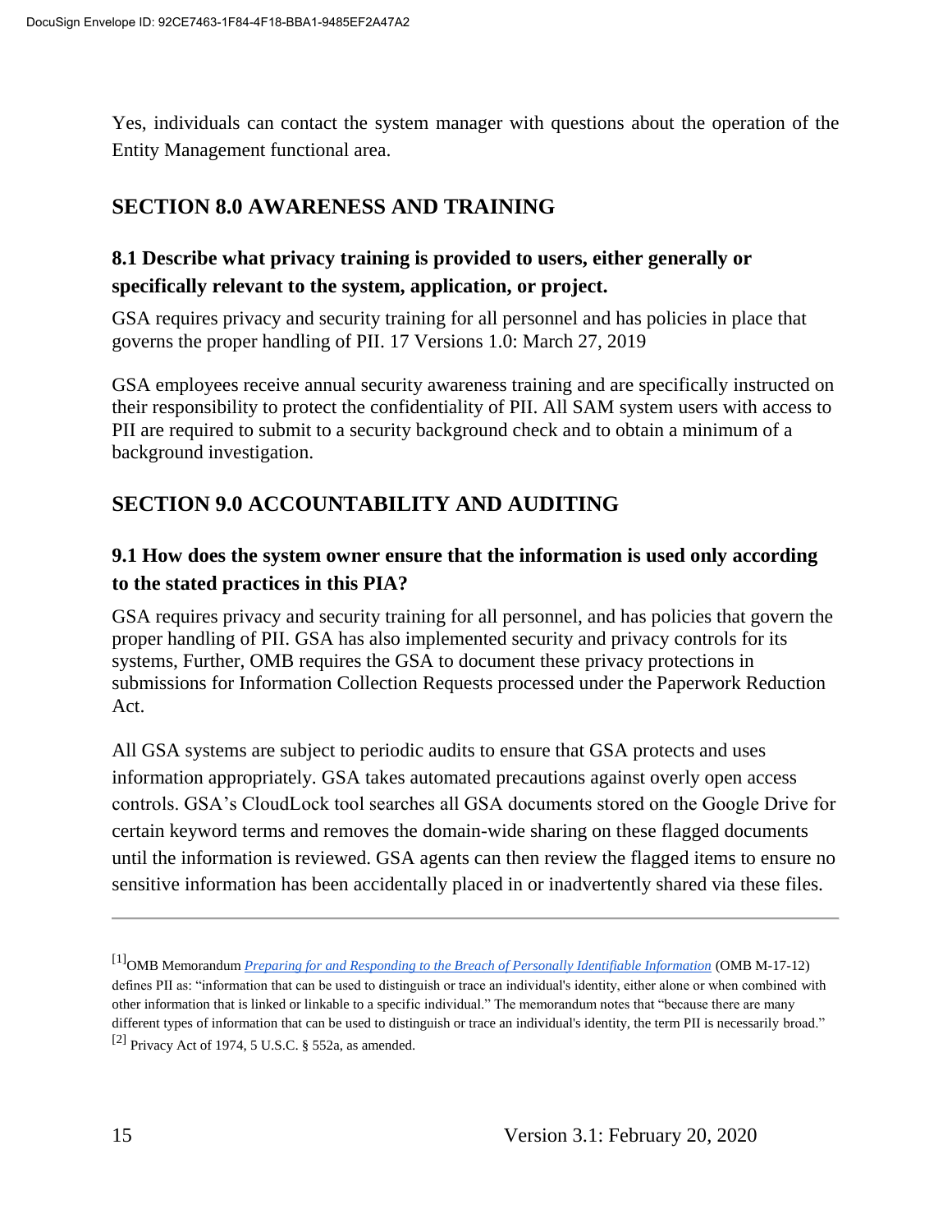Yes, individuals can contact the system manager with questions about the operation of the Entity Management functional area.

## SECTION 8.0 AWARENESS AND TRAINING

### 8.1 Describe what privacy training is provided to users, either generally or specifically relevant to the system, application, or project.

GSA requires privacy and security training for all personnel and has policies in place that governs the proper handling of PII. 17 Versions 1.0: March 27, 2019

GSA employees receive annual security awareness training and are specifically instructed on their responsibility to protect the confidentiality of PII. All SAM system users with access to PII are required to submit to a security background check and to obtain a minimum of a background investigation.

## SECTION 9.0 ACCOUNTABILITY AND AUDITING

### 9.1 How does the system owner ensure that the information is used only according to the stated practices in this PIA?

GSA requires privacy and security training for all personnel, and has policies that govern the proper handling of PII. GSA has also implemented security and privacy controls for its systems, Further, OMB requires the GSA to document these privacy protections in submissions for Information Collection Requests processed under the Paperwork Reduction Act.

All GSA systems are subject to periodic audits to ensure that GSA protects and uses information appropriately. GSA takes automated precautions against overly open access controls. GSA's CloudLock tool searches all GSA documents stored on the Google Drive for certain keyword terms and removes the domain-wide sharing on these flagged documents until the information is reviewed. GSA agents can then review the flagged items to ensure no sensitive information has been accidentally placed in or inadvertently shared via these files.

---

[1] OMB Memorandum *Preparing for and Responding to the Breach of Personally Identifiable Information* (OMB M-17-12) defines PII as: "information that can be used to distinguish or trace an individual's identity, either alone or when combined with other information that is linked or linkable to a specific individual." The memorandum notes that "because there are many different types of information that can be used to distinguish or trace an individual's identity, the term PII is necessarily broad."

[2] Privacy Act of 1974, 5 U.S.C. § 552a, as amended.